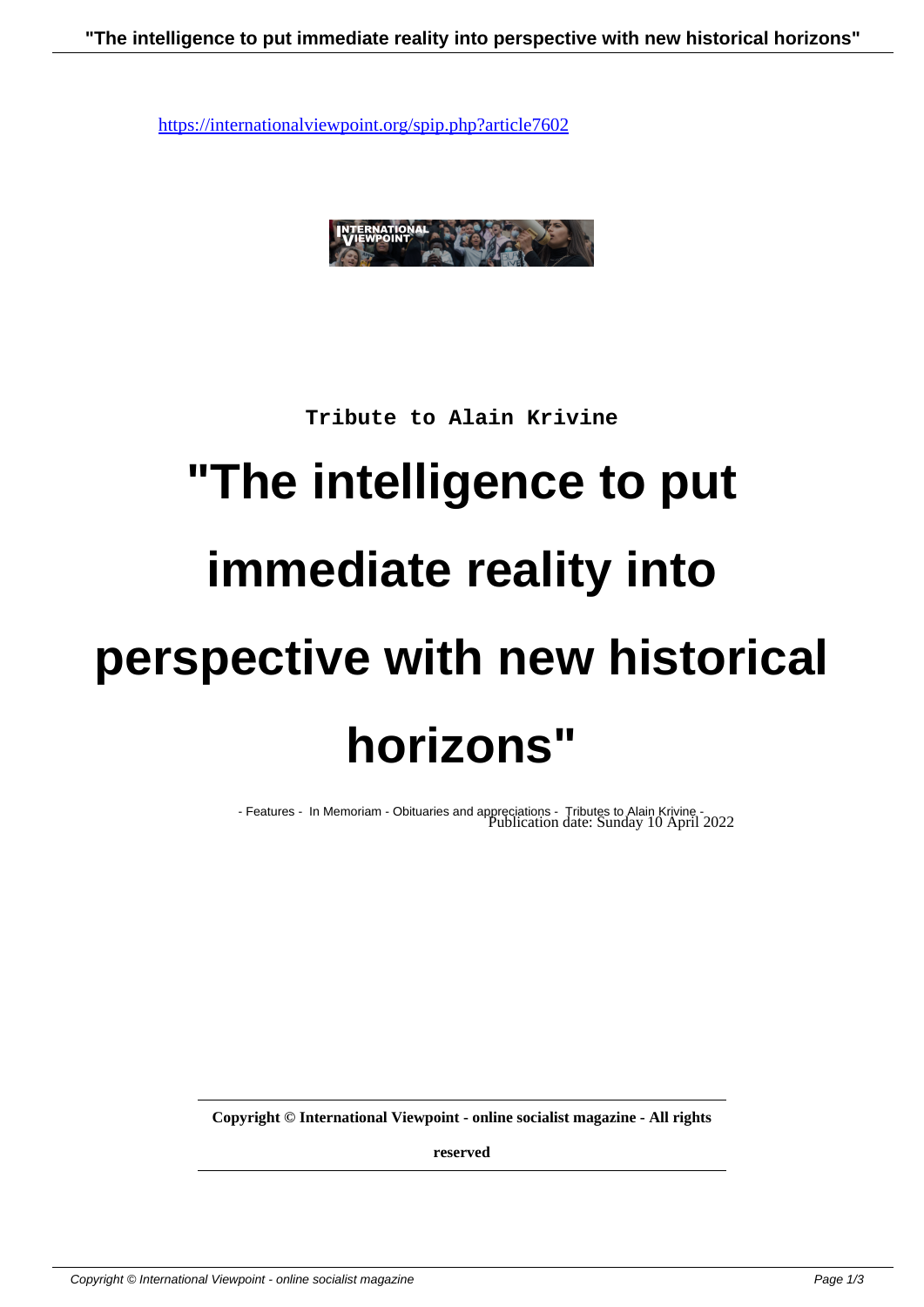https://internationalviewpoint.org/spip.php?article7602

Tribute to Alain Krivine

# "The intelligence to put immediate reality into perspective with new historical horizons"

- Features - In Memoriam - Obituaries and appreciations - Tributes to Alain Krivine -

Publication date: Sunday 10 April 2022

**Copyright © International Viewpoint - online socialist magazine - All rights reserved**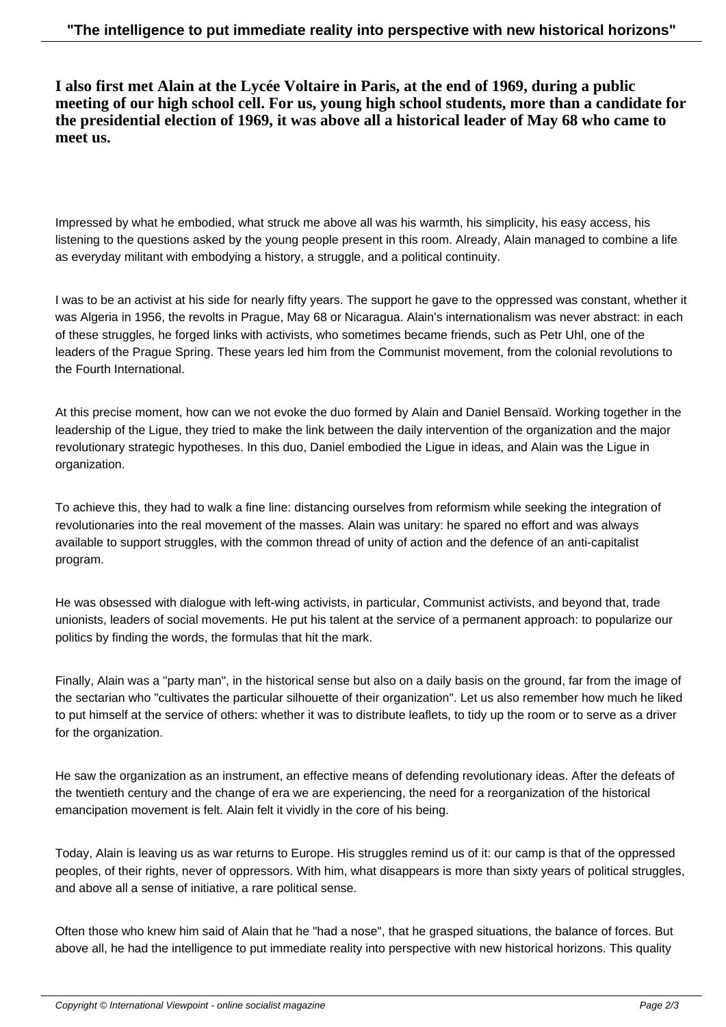**I also first met Alain at the Lycée Voltaire in Paris, at the end of 1969, during a public meeting of our high school cell. For us, young high school students, more than a candidate for the presidential election of 1969, it was above all a historical leader of May 68 who came to meet us.**

Impressed by what he embodied, what struck me above all was his warmth, his simplicity, his easy access, his listening to the questions asked by the young people present in this room. Already, Alain managed to combine a life as everyday militant with embodying a history, a struggle, and a political continuity.

I was to be an activist at his side for nearly fifty years. The support he gave to the oppressed was constant, whether it was Algeria in 1956, the revolts in Prague, May 68 or Nicaragua. Alain's internationalism was never abstract: in each of these struggles, he forged links with activists, who sometimes became friends, such as Petr Uhl, one of the leaders of the Prague Spring. These years led him from the Communist movement, from the colonial revolutions to the Fourth International.

At this precise moment, how can we not evoke the duo formed by Alain and Daniel Bensaïd. Working together in the leadership of the Ligue, they tried to make the link between the daily intervention of the organization and the major revolutionary strategic hypotheses. In this duo, Daniel embodied the Ligue in ideas, and Alain was the Ligue in organization.

To achieve this, they had to walk a fine line: distancing ourselves from reformism while seeking the integration of revolutionaries into the real movement of the masses. Alain was unitary: he spared no effort and was always available to support struggles, with the common thread of unity of action and the defence of an anti-capitalist program.

He was obsessed with dialogue with left-wing activists, in particular, Communist activists, and beyond that, trade unionists, leaders of social movements. He put his talent at the service of a permanent approach: to popularize our politics by finding the words, the formulas that hit the mark.

Finally, Alain was a "party man", in the historical sense but also on a daily basis on the ground, far from the image of the sectarian who "cultivates the particular silhouette of their organization". Let us also remember how much he liked to put himself at the service of others: whether it was to distribute leaflets, to tidy up the room or to serve as a driver for the organization.

He saw the organization as an instrument, an effective means of defending revolutionary ideas. After the defeats of the twentieth century and the change of era we are experiencing, the need for a reorganization of the historical emancipation movement is felt. Alain felt it vividly in the core of his being.

Today, Alain is leaving us as war returns to Europe. His struggles remind us of it: our camp is that of the oppressed peoples, of their rights, never of oppressors. With him, what disappears is more than sixty years of political struggles, and above all a sense of initiative, a rare political sense.

Often those who knew him said of Alain that he "had a nose", that he grasped situations, the balance of forces. But above all, he had the intelligence to put immediate reality into perspective with new historical horizons. This quality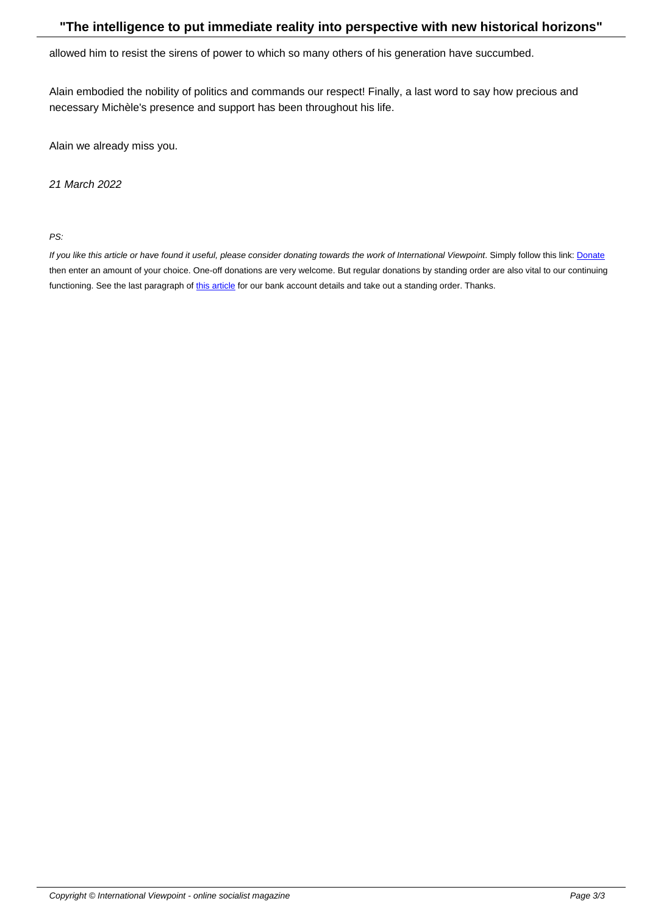allowed him to resist the sirens of power to which so many others of his generation have succumbed.

Alain embodied the nobility of politics and commands our respect! Finally, a last word to say how precious and necessary Michèle's presence and support has been throughout his life.

Alain we already miss you.

*21 March 2022*

*PS:*

*If you like this article or have found it useful, please consider donating towards the work of International Viewpoint*. Simply follow this link: Donate then enter an amount of your choice. One-off donations are very welcome. But regular donations by standing order are also vital to our continuing functioning. See the last paragraph of this article for our bank account details and take out a standing order. Thanks.